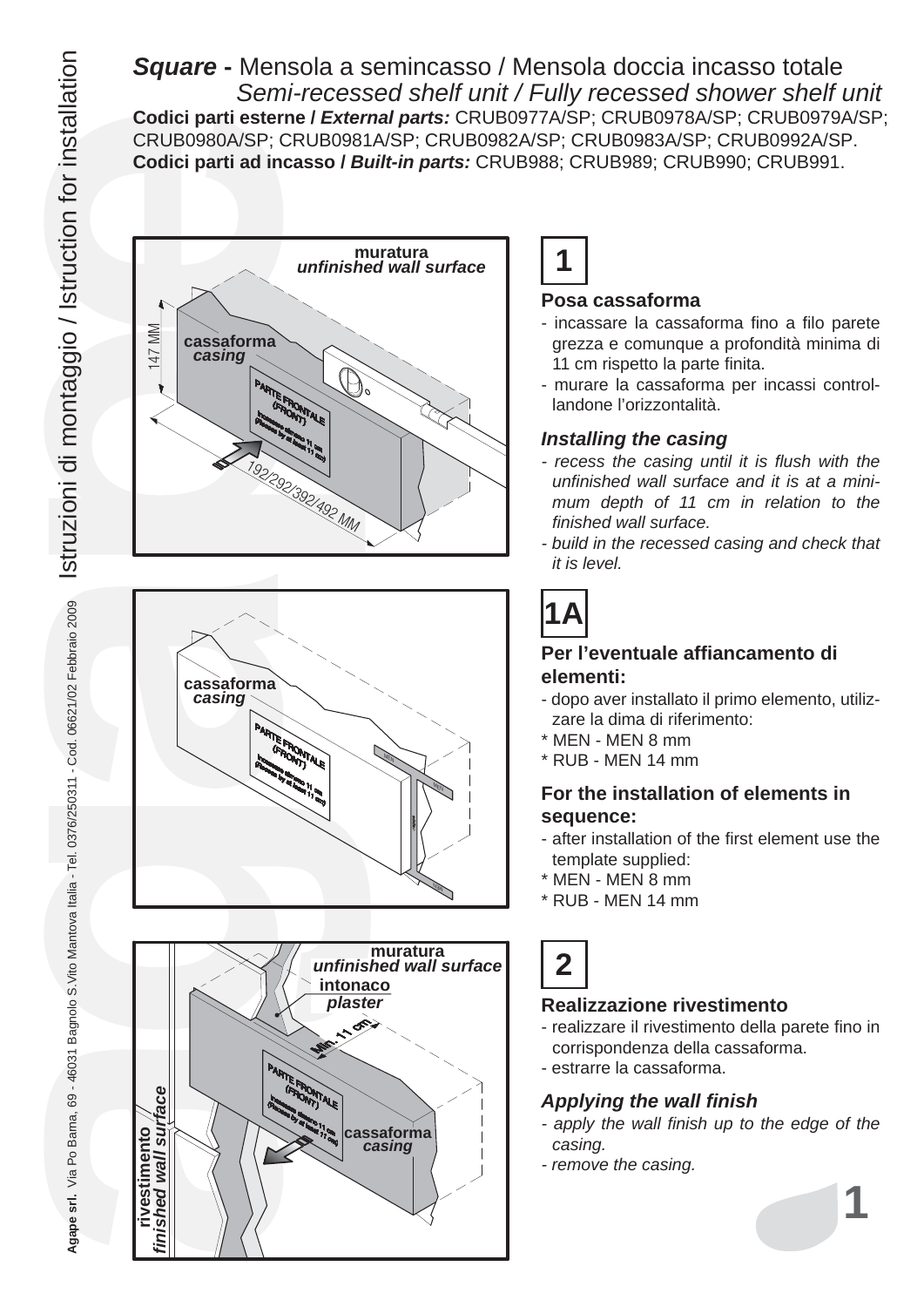# *Square* - Mensola a semincasso / Mensola doccia incasso totale

## *Semi-recessed shelf unit / Fully recessed shower shelf unit*

**Codici parti esterne /** ***External parts:*** CRUB0977A/SP; CRUB0978A/SP; CRUB0979A/SP; CRUB0980A/SP; CRUB0981A/SP; CRUB0982A/SP; CRUB0983A/SP; CRUB0992A/SP.

**Codici parti ad incasso /** ***Built-in parts:*** CRUB988; CRUB989; CRUB990; CRUB991.

## 1

### Posa cassaforma

- incassare la cassaforma fino a filo parete grezza e comunque a profondità minima di 11 cm rispetto la parte finita.
- murare la cassaforma per incassi controllandone l'orizzontalità.

### *Installing the casing*

- *recess the casing until it is flush with the unfinished wall surface and it is at a minimum depth of 11 cm in relation to the finished wall surface.*
- *build in the recessed casing and check that it is level.*

## 1A

### Per l'eventuale affiancamento di elementi:

- dopo aver installato il primo elemento, utilizzare la dima di riferimento:

\* MEN - MEN 8 mm
\* RUB - MEN 14 mm

### For the installation of elements in sequence:

- after installation of the first element use the template supplied:

\* MEN - MEN 8 mm
\* RUB - MEN 14 mm

## 2

### Realizzazione rivestimento

- realizzare il rivestimento della parete fino in corrispondenza della cassaforma.
- estrarre la cassaforma.

### *Applying the wall finish*

- *apply the wall finish up to the edge of the casing.*
- *remove the casing.*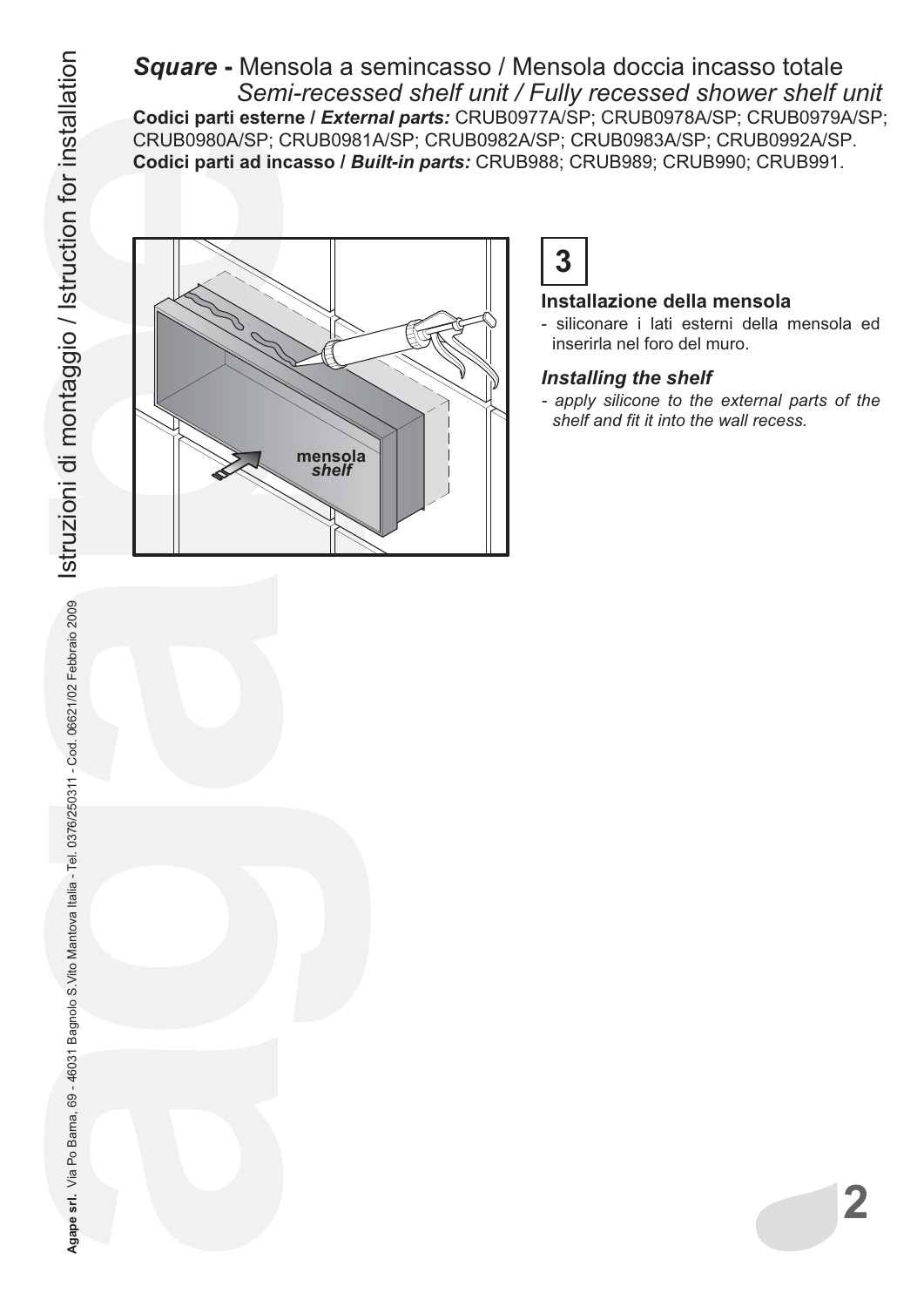***Square*** **-** Mensola a semincasso / Mensola doccia incasso totale
*Semi-recessed shelf unit / Fully recessed shower shelf unit*

**Codici parti esterne /** ***External parts:*** CRUB0977A/SP; CRUB0978A/SP; CRUB0979A/SP; CRUB0980A/SP; CRUB0981A/SP; CRUB0982A/SP; CRUB0983A/SP; CRUB0992A/SP.

**Codici parti ad incasso /** ***Built-in parts:*** CRUB988; CRUB989; CRUB990; CRUB991.

mensola
*shelf*

**3**

### Installazione della mensola

- siliconare i lati esterni della mensola ed inserirla nel foro del muro.

### *Installing the shelf*

- *apply silicone to the external parts of the shelf and fit it into the wall recess.*